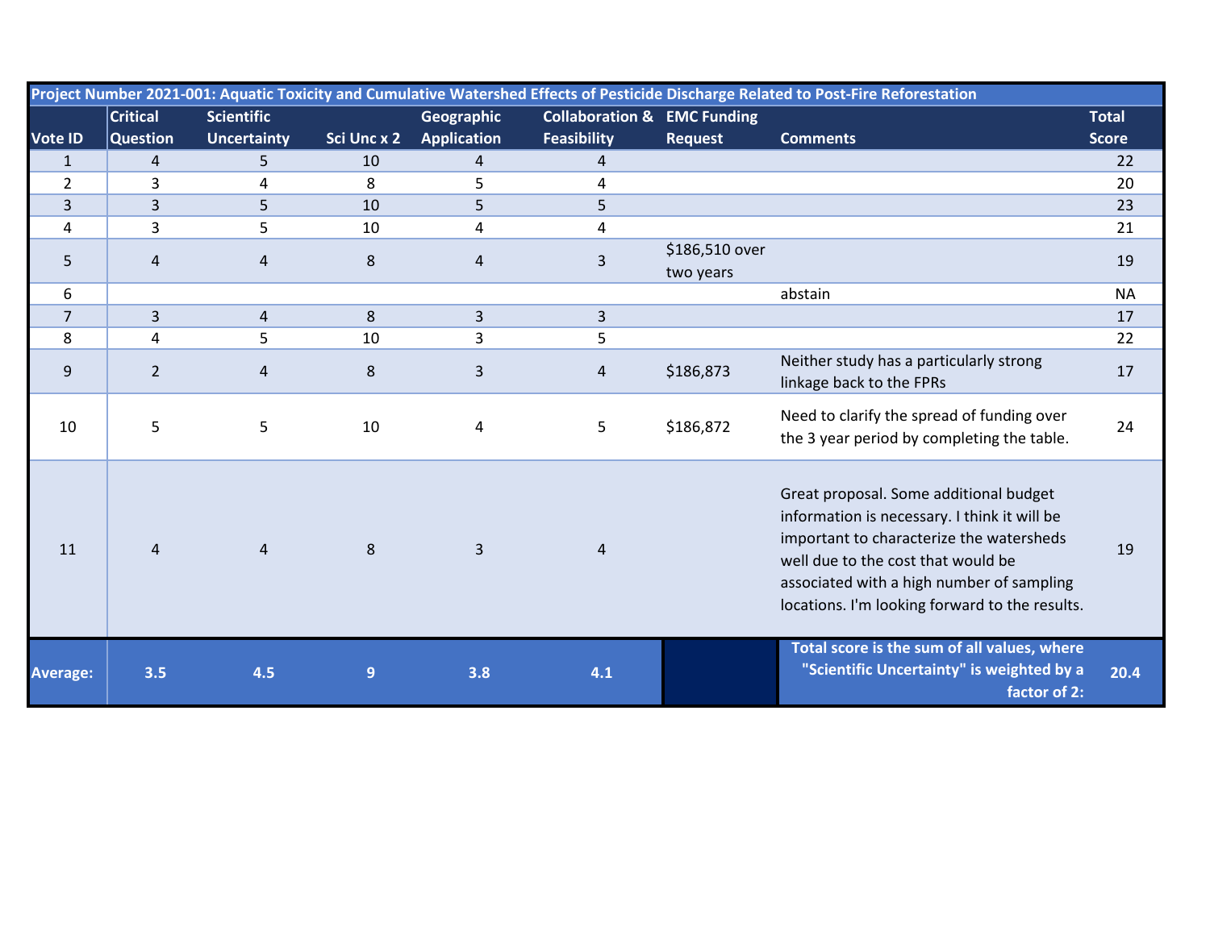| Project Number 2021-001: Aquatic Toxicity and Cumulative Watershed Effects of Pesticide Discharge Related to Post-Fire Reforestation | | | | | | | | |
|---|---|---|---|---|---|---|---|---|
| **Vote ID** | **Critical Question** | **Scientific Uncertainty** | **Sci Unc x 2** | **Geographic Application** | **Collaboration & Feasibility** | **EMC Funding Request** | **Comments** | **Total Score** |
| 1 | 4 | 5 | 10 | 4 | 4 | | | 22 |
| 2 | 3 | 4 | 8 | 5 | 4 | | | 20 |
| 3 | 3 | 5 | 10 | 5 | 5 | | | 23 |
| 4 | 3 | 5 | 10 | 4 | 4 | | | 21 |
| 5 | 4 | 4 | 8 | 4 | 3 | $186,510 over two years | | 19 |
| 6 | | | | | | | abstain | NA |
| 7 | 3 | 4 | 8 | 3 | 3 | | | 17 |
| 8 | 4 | 5 | 10 | 3 | 5 | | | 22 |
| 9 | 2 | 4 | 8 | 3 | 4 | $186,873 | Neither study has a particularly strong linkage back to the FPRs | 17 |
| 10 | 5 | 5 | 10 | 4 | 5 | $186,872 | Need to clarify the spread of funding over the 3 year period by completing the table. | 24 |
| 11 | 4 | 4 | 8 | 3 | 4 | | Great proposal. Some additional budget information is necessary. I think it will be important to characterize the watersheds well due to the cost that would be associated with a high number of sampling locations. I'm looking forward to the results. | 19 |
| **Average:** | **3.5** | **4.5** | **9** | **3.8** | **4.1** | | **Total score is the sum of all values, where "Scientific Uncertainty" is weighted by a factor of 2:** | **20.4** |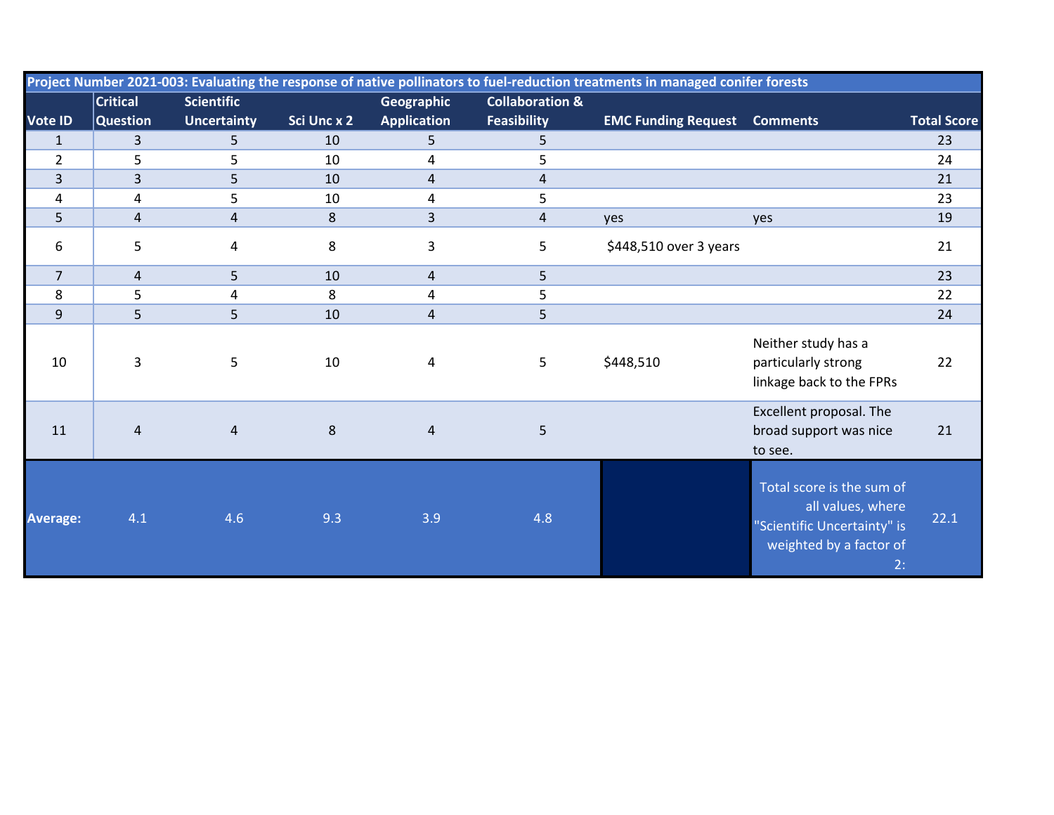| Project Number 2021-003: Evaluating the response of native pollinators to fuel-reduction treatments in managed conifer forests | | | | | | | | |
|---|---|---|---|---|---|---|---|---|
| **Vote ID** | **Critical Question** | **Scientific Uncertainty** | **Sci Unc x 2** | **Geographic Application** | **Collaboration & Feasibility** | **EMC Funding Request** | **Comments** | **Total Score** |
| 1 | 3 | 5 | 10 | 5 | 5 | | | 23 |
| 2 | 5 | 5 | 10 | 4 | 5 | | | 24 |
| 3 | 3 | 5 | 10 | 4 | 4 | | | 21 |
| 4 | 4 | 5 | 10 | 4 | 5 | | | 23 |
| 5 | 4 | 4 | 8 | 3 | 4 | yes | yes | 19 |
| 6 | 5 | 4 | 8 | 3 | 5 | $448,510 over 3 years | | 21 |
| 7 | 4 | 5 | 10 | 4 | 5 | | | 23 |
| 8 | 5 | 4 | 8 | 4 | 5 | | | 22 |
| 9 | 5 | 5 | 10 | 4 | 5 | | | 24 |
| 10 | 3 | 5 | 10 | 4 | 5 | $448,510 | Neither study has a particularly strong linkage back to the FPRs | 22 |
| 11 | 4 | 4 | 8 | 4 | 5 | | Excellent proposal. The broad support was nice to see. | 21 |
| **Average:** | 4.1 | 4.6 | 9.3 | 3.9 | 4.8 | | Total score is the sum of all values, where "Scientific Uncertainty" is weighted by a factor of 2: | 22.1 |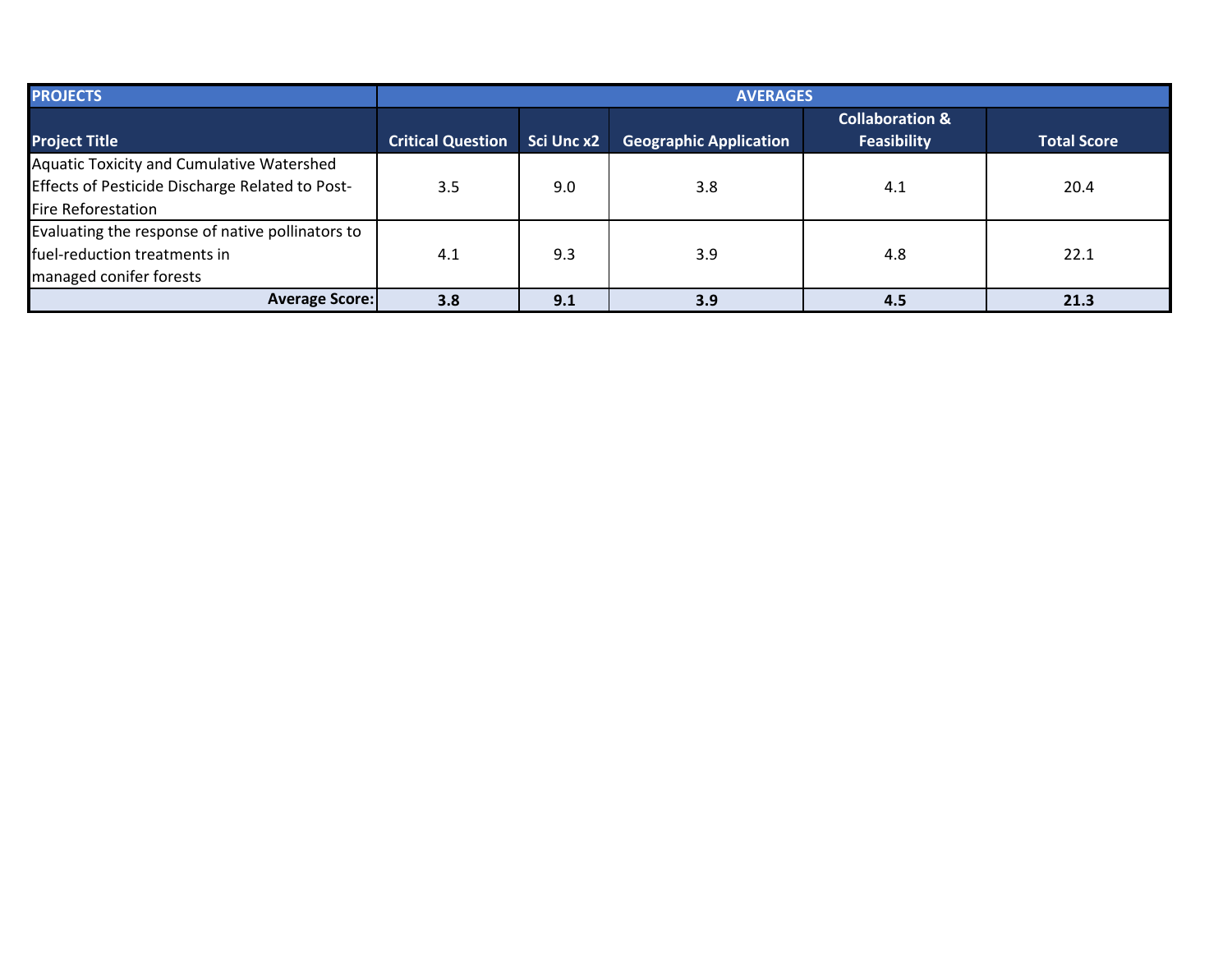| PROJECTS | AVERAGES | | | | |
|---|---|---|---|---|---|
| **Project Title** | **Critical Question** | **Sci Unc x2** | **Geographic Application** | **Collaboration & Feasibility** | **Total Score** |
| Aquatic Toxicity and Cumulative Watershed Effects of Pesticide Discharge Related to Post-Fire Reforestation | 3.5 | 9.0 | 3.8 | 4.1 | 20.4 |
| Evaluating the response of native pollinators to fuel-reduction treatments in managed conifer forests | 4.1 | 9.3 | 3.9 | 4.8 | 22.1 |
| **Average Score:** | **3.8** | **9.1** | **3.9** | **4.5** | **21.3** |